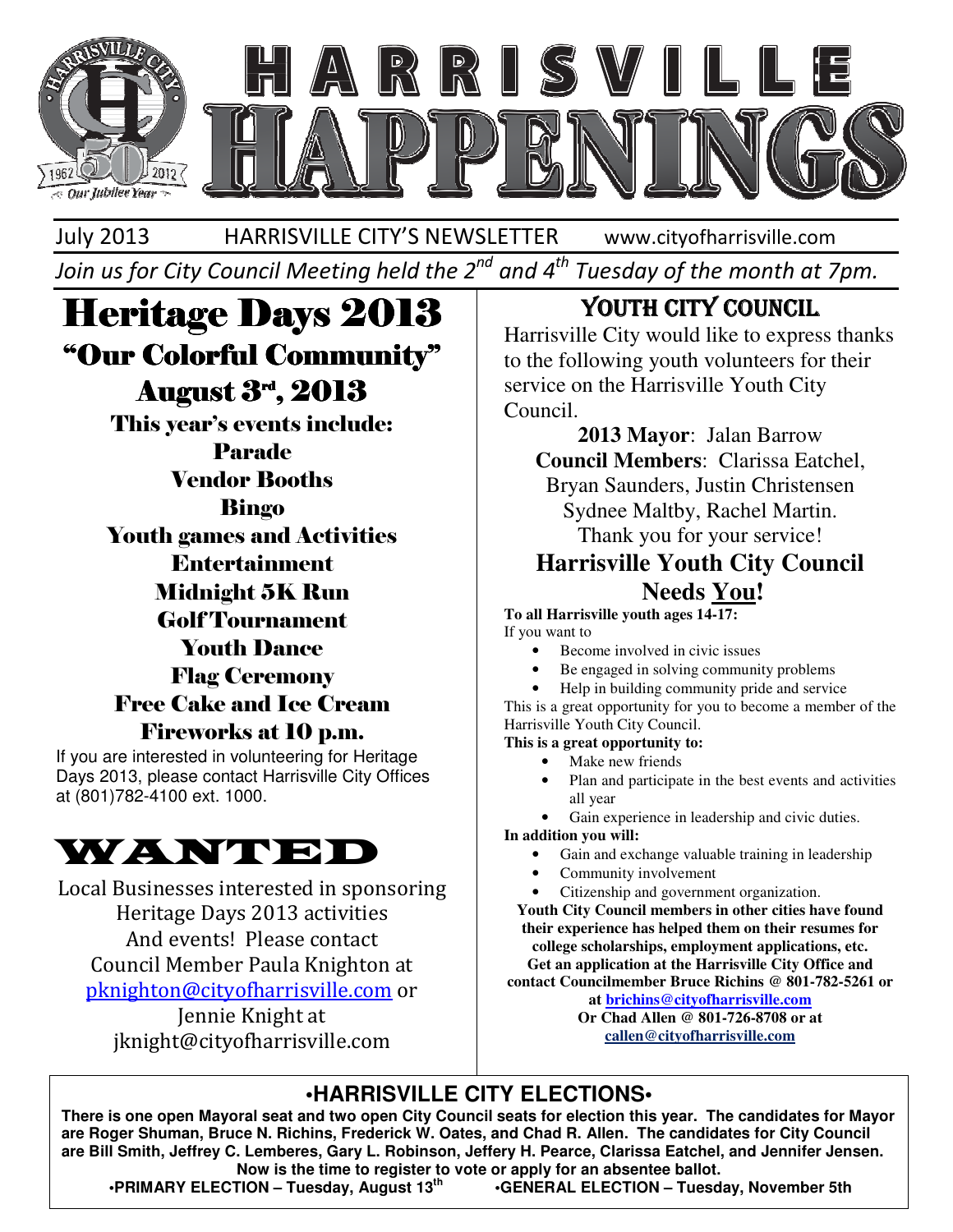# HARRISVILLE HAPPENINGS

July 2013 HARRISVILLE CITY'S NEWSLETTER www.cityofharrisville.com

*Join us for City Council Meeting held the 2nd and 4th Tuesday of the month at 7pm.*

## Heritage Days 2013

### "Our Colorful Community"

### August 3rd, 2013

**This year's events include:**

**Parade**
**Vendor Booths**
**Bingo**
**Youth games and Activities**
**Entertainment**
**Midnight 5K Run**
**Golf Tournament**
**Youth Dance**
**Flag Ceremony**
**Free Cake and Ice Cream**
**Fireworks at 10 p.m.**

If you are interested in volunteering for Heritage Days 2013, please contact Harrisville City Offices at (801)782-4100 ext. 1000.

## WANTED

Local Businesses interested in sponsoring Heritage Days 2013 activities And events! Please contact Council Member Paula Knighton at pknighton@cityofharrisville.com or Jennie Knight at jknight@cityofharrisville.com

## YOUTH CITY COUNCIL

Harrisville City would like to express thanks to the following youth volunteers for their service on the Harrisville Youth City Council.

**2013 Mayor**: Jalan Barrow
**Council Members**: Clarissa Eatchel, Bryan Saunders, Justin Christensen Sydnee Maltby, Rachel Martin.
Thank you for your service!

### Harrisville Youth City Council Needs You!

**To all Harrisville youth ages 14-17:**
If you want to

- Become involved in civic issues
- Be engaged in solving community problems
- Help in building community pride and service

This is a great opportunity for you to become a member of the Harrisville Youth City Council.

**This is a great opportunity to:**

- Make new friends
- Plan and participate in the best events and activities all year
- Gain experience in leadership and civic duties.

**In addition you will:**

- Gain and exchange valuable training in leadership
- Community involvement
- Citizenship and government organization.

**Youth City Council members in other cities have found their experience has helped them on their resumes for college scholarships, employment applications, etc. Get an application at the Harrisville City Office and contact Councilmember Bruce Richins @ 801-782-5261 or at brichins@cityofharrisville.com Or Chad Allen @ 801-726-8708 or at callen@cityofharrisville.com**

## •HARRISVILLE CITY ELECTIONS•

**There is one open Mayoral seat and two open City Council seats for election this year. The candidates for Mayor are Roger Shuman, Bruce N. Richins, Frederick W. Oates, and Chad R. Allen. The candidates for City Council are Bill Smith, Jeffrey C. Lemberes, Gary L. Robinson, Jeffery H. Pearce, Clarissa Eatchel, and Jennifer Jensen. Now is the time to register to vote or apply for an absentee ballot.**

**•PRIMARY ELECTION – Tuesday, August 13th** **•GENERAL ELECTION – Tuesday, November 5th**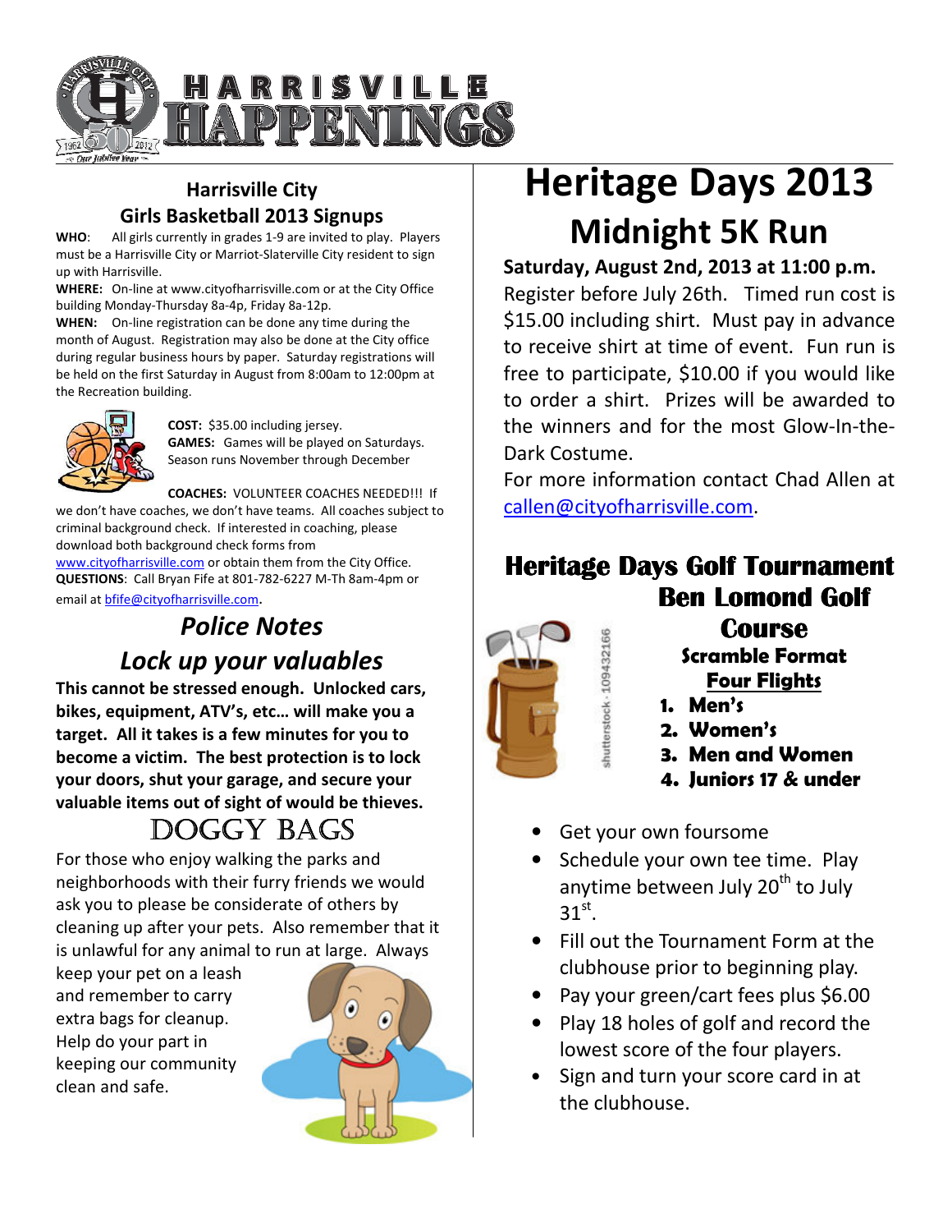# HARRISVILLE HAPPENINGS

## Harrisville City Girls Basketball 2013 Signups

**WHO**: All girls currently in grades 1-9 are invited to play. Players must be a Harrisville City or Marriot-Slaterville City resident to sign up with Harrisville.

**WHERE:** On-line at www.cityofharrisville.com or at the City Office building Monday-Thursday 8a-4p, Friday 8a-12p.

**WHEN:** On-line registration can be done any time during the month of August. Registration may also be done at the City office during regular business hours by paper. Saturday registrations will be held on the first Saturday in August from 8:00am to 12:00pm at the Recreation building.

**COST:** $35.00 including jersey.

**GAMES:** Games will be played on Saturdays. Season runs November through December

**COACHES:** VOLUNTEER COACHES NEEDED!!! If we don't have coaches, we don't have teams. All coaches subject to criminal background check. If interested in coaching, please download both background check forms from www.cityofharrisville.com or obtain them from the City Office.

**QUESTIONS**: Call Bryan Fife at 801-782-6227 M-Th 8am-4pm or email at bfife@cityofharrisville.com.

## *Police Notes*

### *Lock up your valuables*

**This cannot be stressed enough. Unlocked cars, bikes, equipment, ATV's, etc… will make you a target. All it takes is a few minutes for you to become a victim. The best protection is to lock your doors, shut your garage, and secure your valuable items out of sight of would be thieves.**

## DOGGY BAGS

For those who enjoy walking the parks and neighborhoods with their furry friends we would ask you to please be considerate of others by cleaning up after your pets. Also remember that it is unlawful for any animal to run at large. Always keep your pet on a leash and remember to carry extra bags for cleanup. Help do your part in keeping our community clean and safe.

# Heritage Days 2013

## Midnight 5K Run

**Saturday, August 2nd, 2013 at 11:00 p.m.**

Register before July 26th. Timed run cost is $15.00 including shirt. Must pay in advance to receive shirt at time of event. Fun run is free to participate, $10.00 if you would like to order a shirt. Prizes will be awarded to the winners and for the most Glow-In-the-Dark Costume.

For more information contact Chad Allen at callen@cityofharrisville.com.

## Heritage Days Golf Tournament

### Ben Lomond Golf Course

**Scramble Format**

**Four Flights**

1. **Men's**
2. **Women's**
3. **Men and Women**
4. **Juniors 17 & under**

- Get your own foursome
- Schedule your own tee time. Play anytime between July 20th to July 31st.
- Fill out the Tournament Form at the clubhouse prior to beginning play.
- Pay your green/cart fees plus $6.00
- Play 18 holes of golf and record the lowest score of the four players.
- Sign and turn your score card in at the clubhouse.